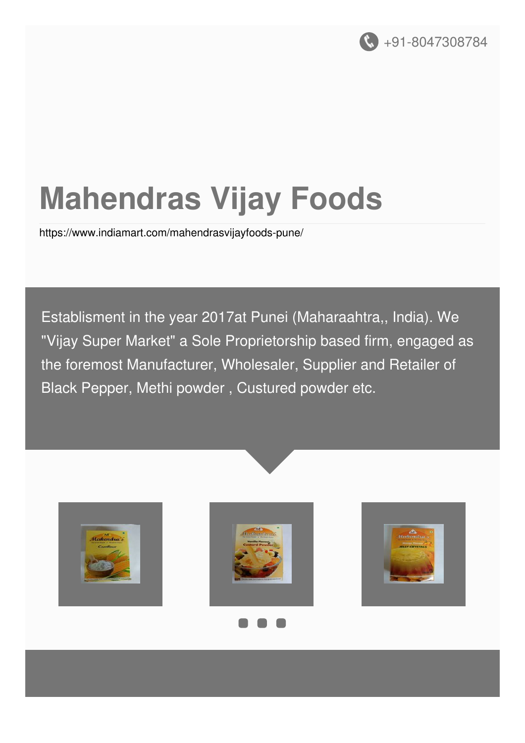+91-8047308784

# Mahendras Vijay Foods

https://www.indiamart.com/mahendrasvijayfoods-pune/

Establisment in the year 2017at Punei (Maharaahtra,, India). We "Vijay Super Market" a Sole Proprietorship based firm, engaged as the foremost Manufacturer, Wholesaler, Supplier and Retailer of Black Pepper, Methi powder , Custured powder etc.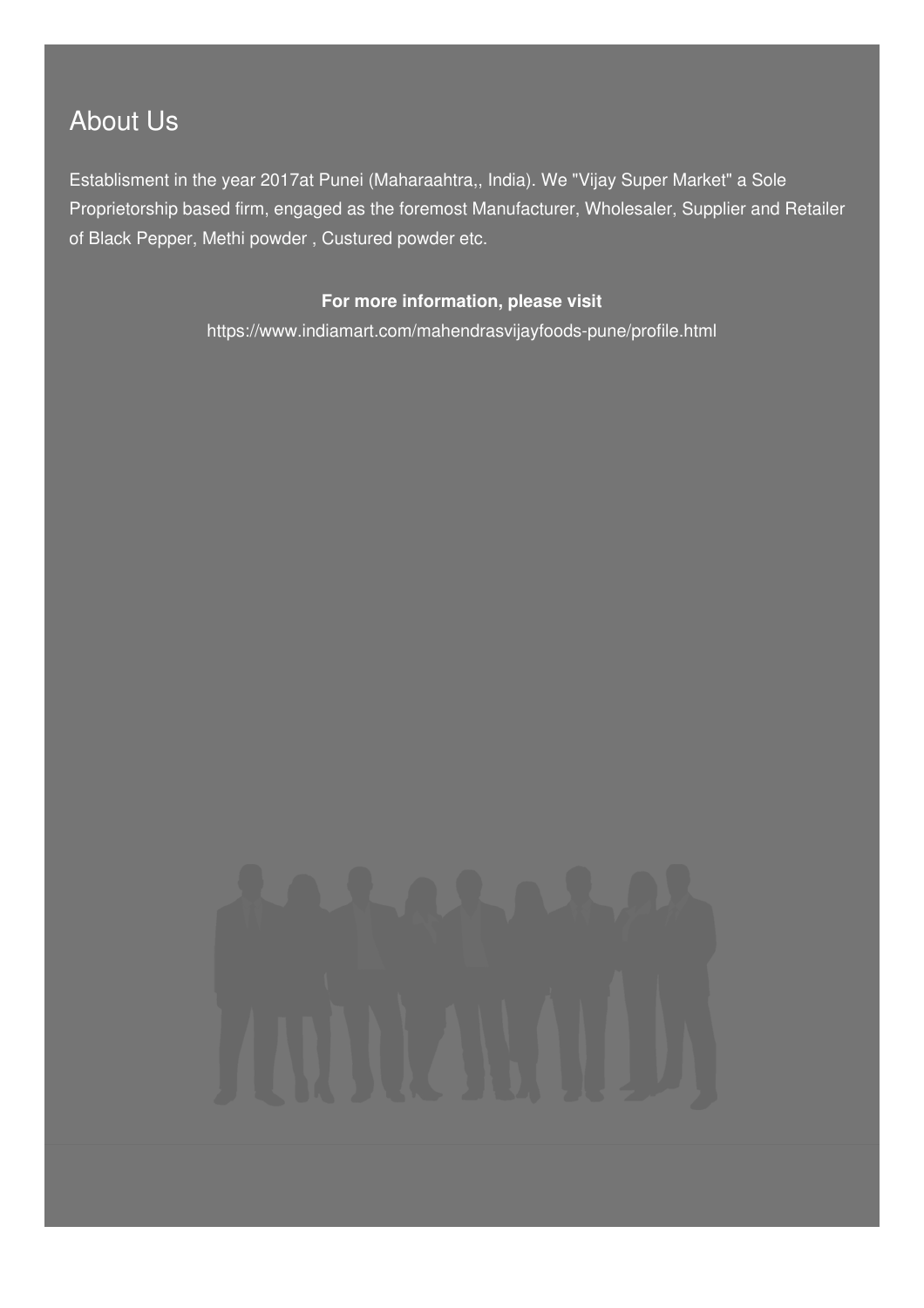## About Us

Establisment in the year 2017at Punei (Maharaahtra,, India). We "Vijay Super Market" a Sole Proprietorship based firm, engaged as the foremost Manufacturer, Wholesaler, Supplier and Retailer of Black Pepper, Methi powder , Custured powder etc.

**For more information, please visit**

https://www.indiamart.com/mahendrasvijayfoods-pune/profile.html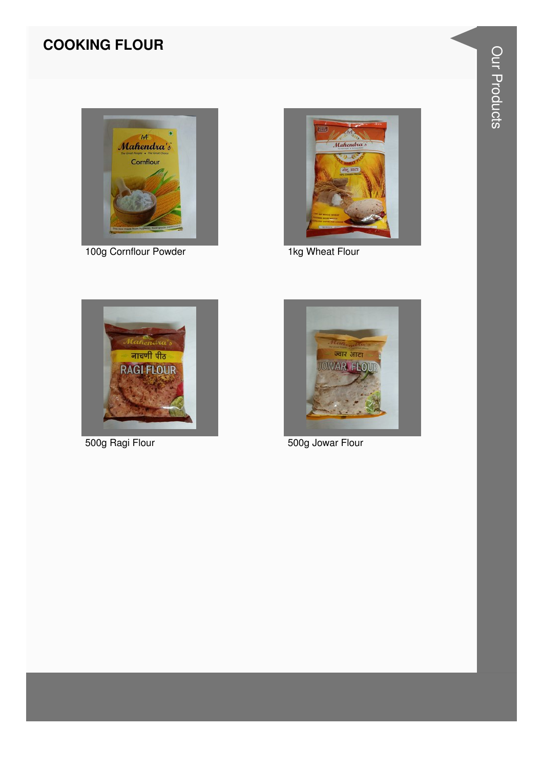# COOKING FLOUR

100g Cornflour Powder

1kg Wheat Flour

500g Ragi Flour

500g Jowar Flour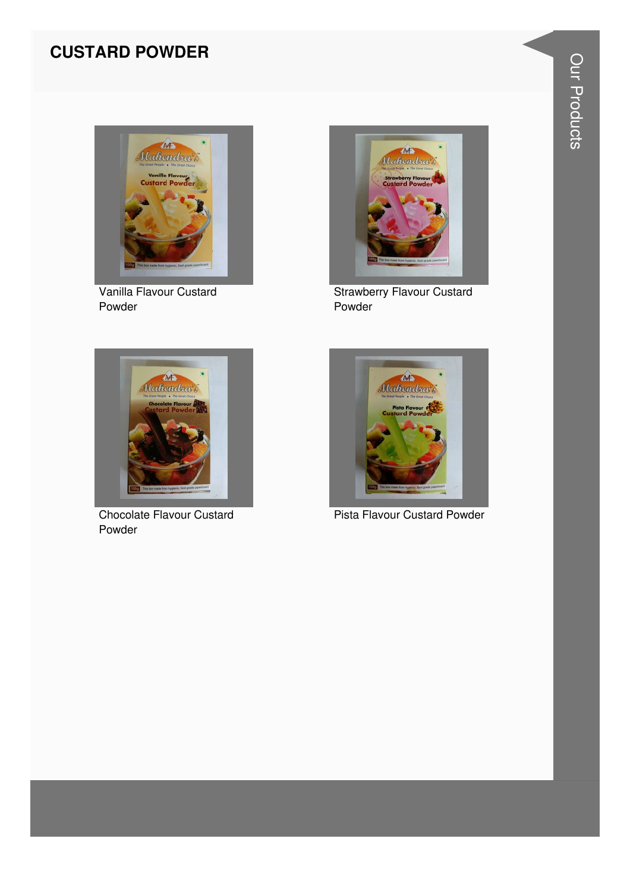# CUSTARD POWDER

Vanilla Flavour Custard Powder

Strawberry Flavour Custard Powder

Chocolate Flavour Custard Powder

Pista Flavour Custard Powder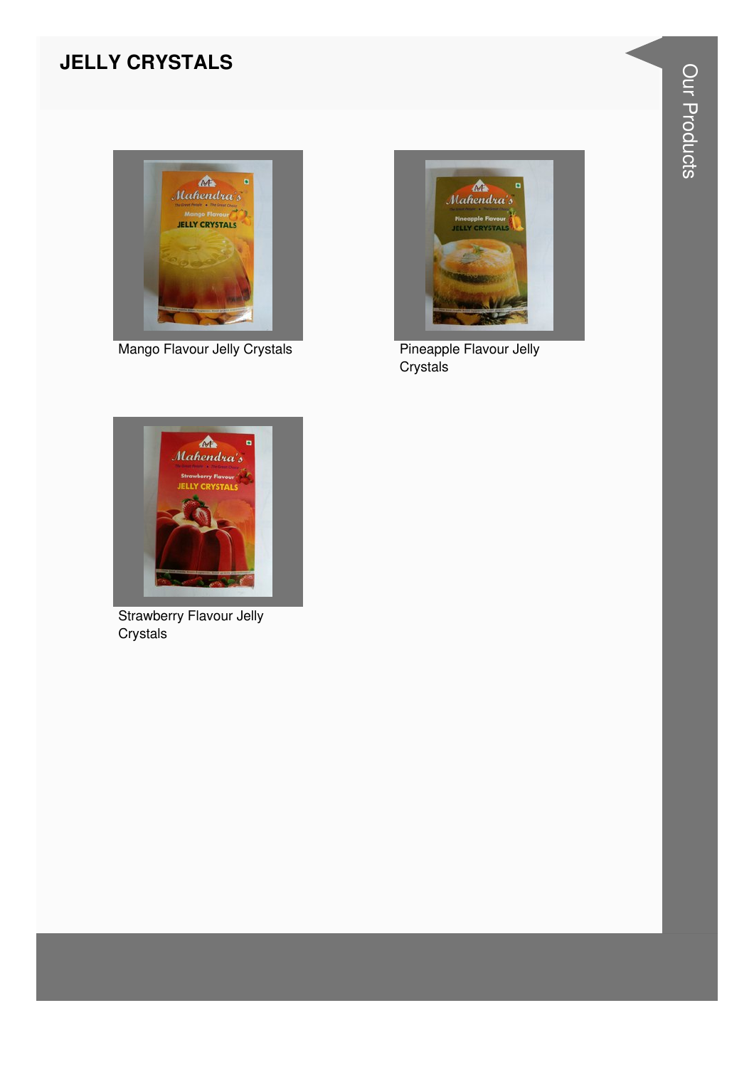# JELLY CRYSTALS

Mango Flavour Jelly Crystals

Pineapple Flavour Jelly Crystals

Strawberry Flavour Jelly Crystals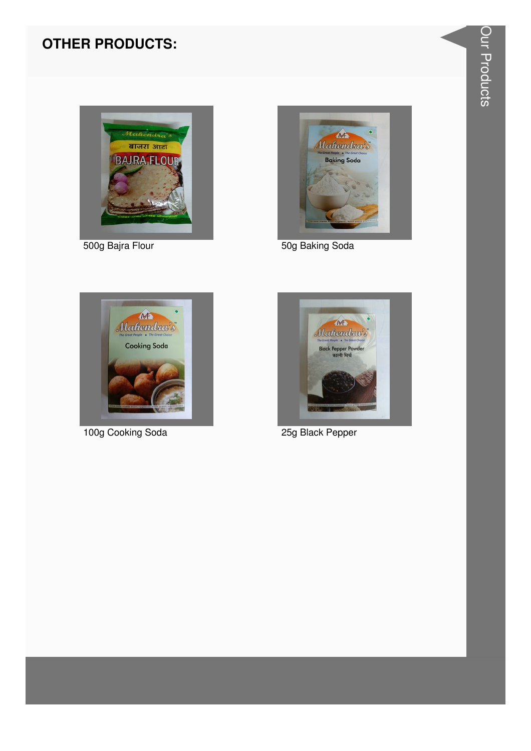## OTHER PRODUCTS:

500g Bajra Flour

50g Baking Soda

100g Cooking Soda

25g Black Pepper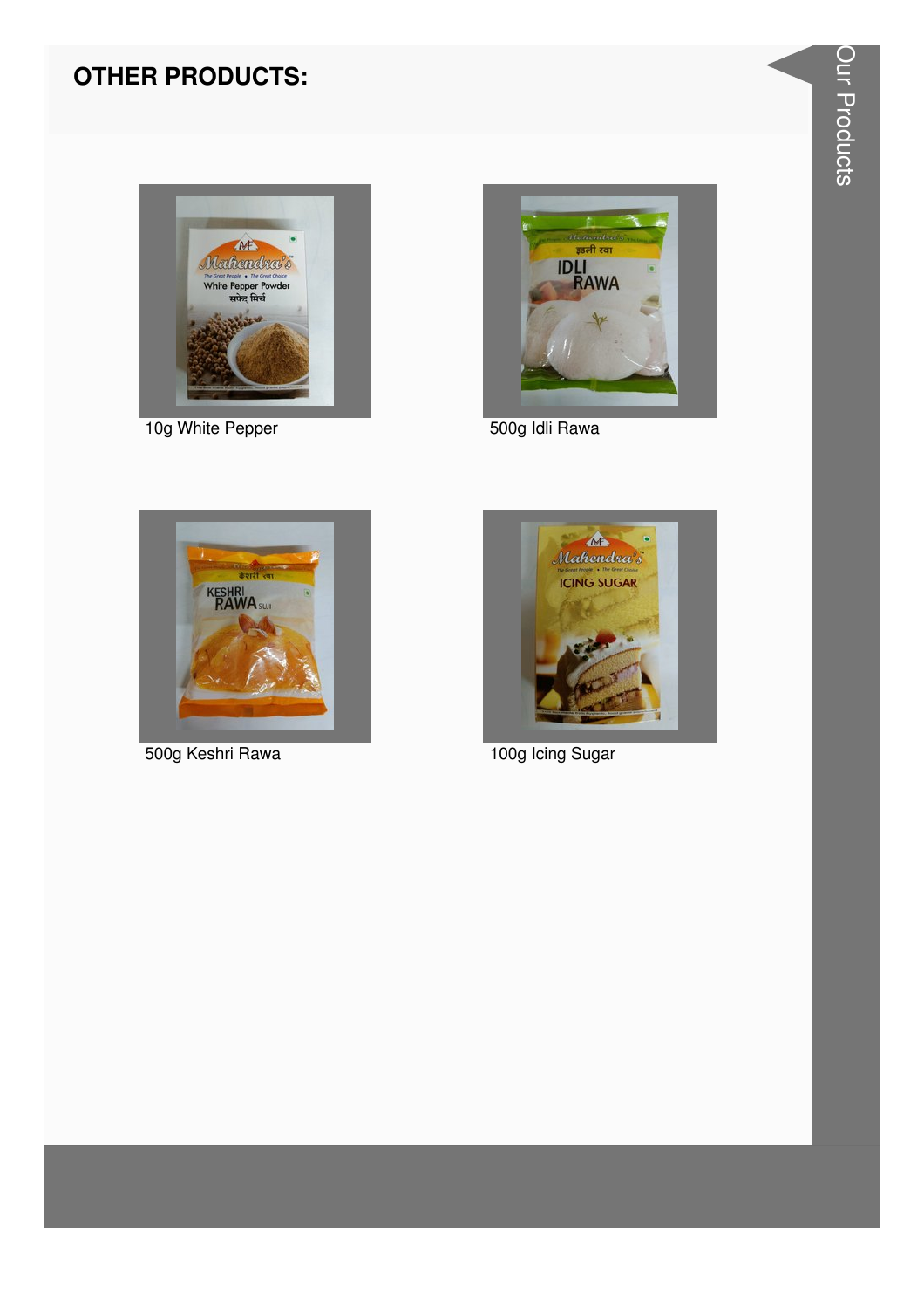## OTHER PRODUCTS:

10g White Pepper

500g Idli Rawa

500g Keshri Rawa

100g Icing Sugar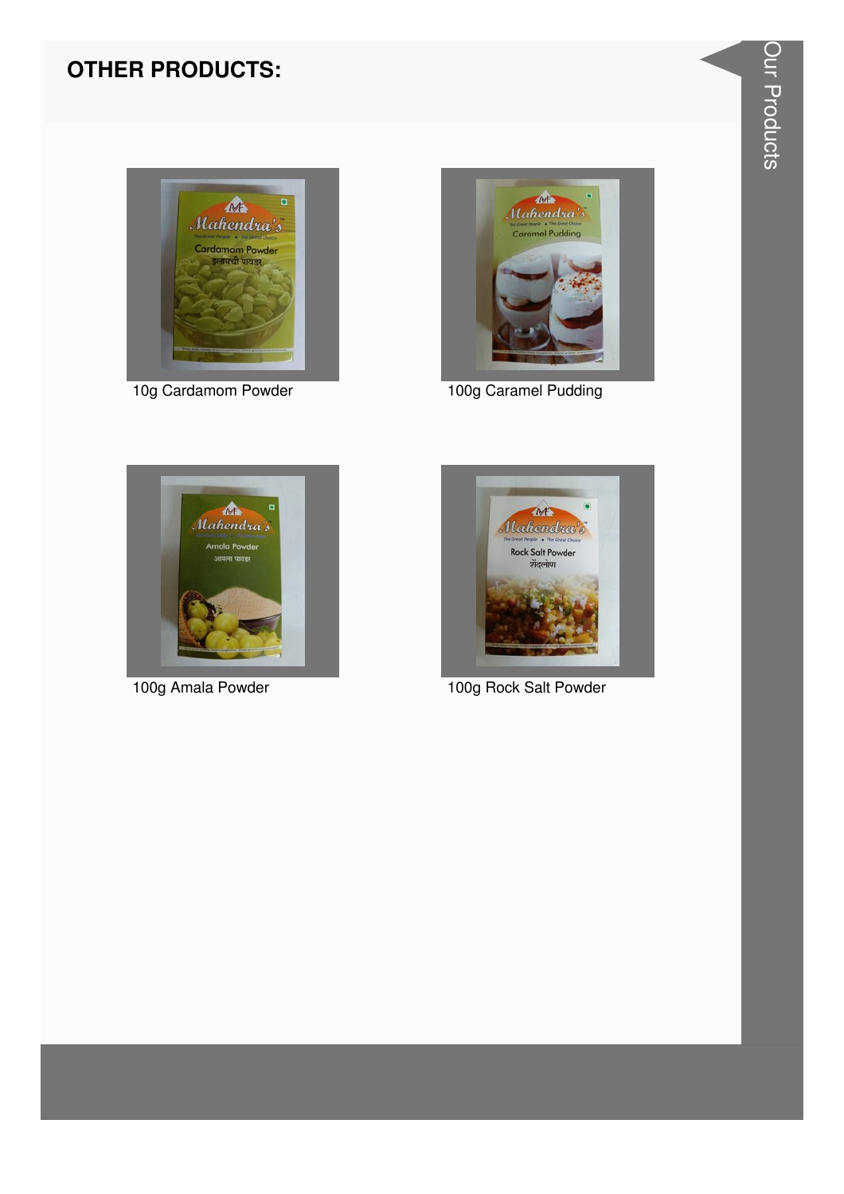## OTHER PRODUCTS:

10g Cardamom Powder

100g Caramel Pudding

100g Amala Powder

100g Rock Salt Powder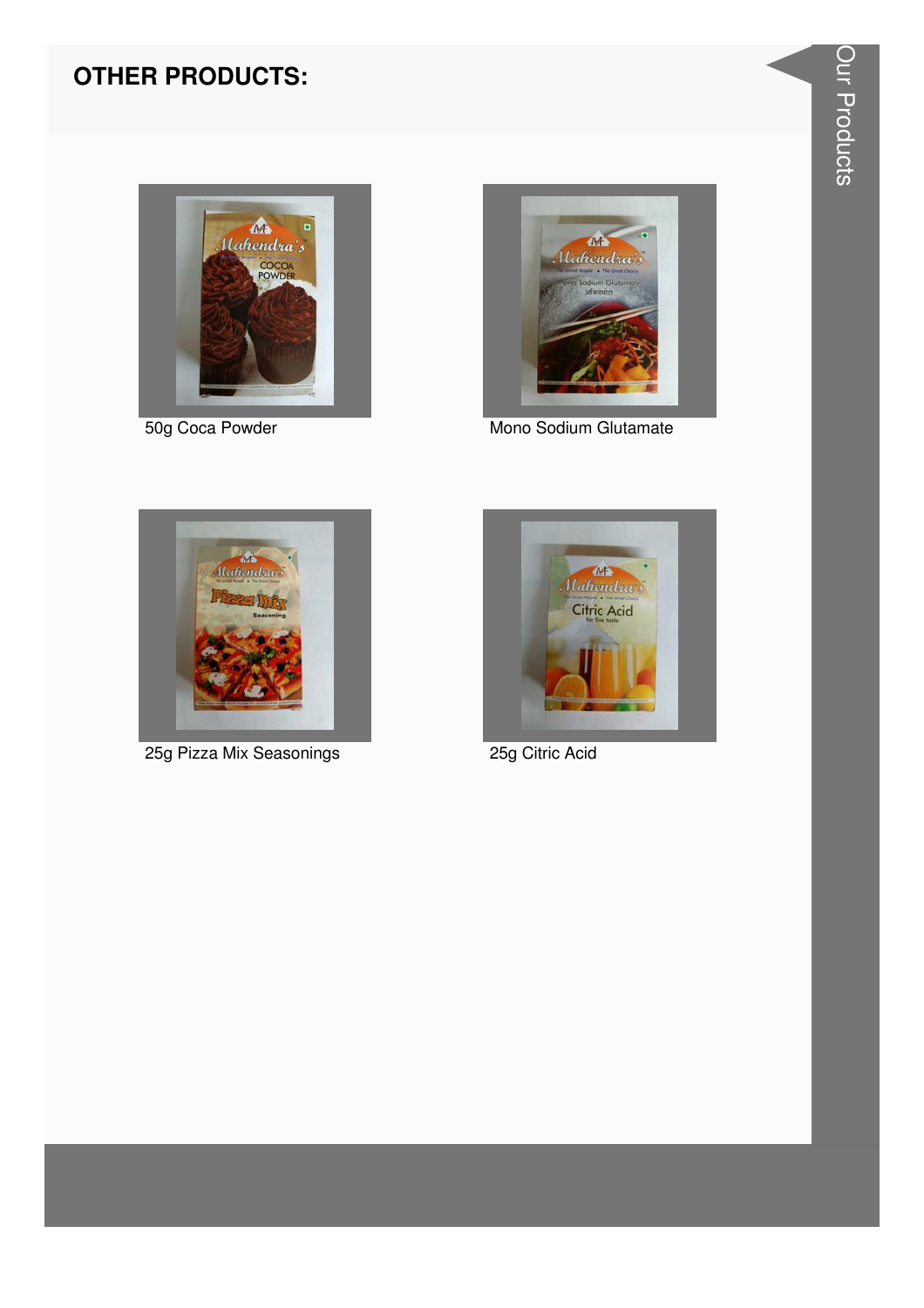## OTHER PRODUCTS:

50g Coca Powder

Mono Sodium Glutamate

25g Pizza Mix Seasonings

25g Citric Acid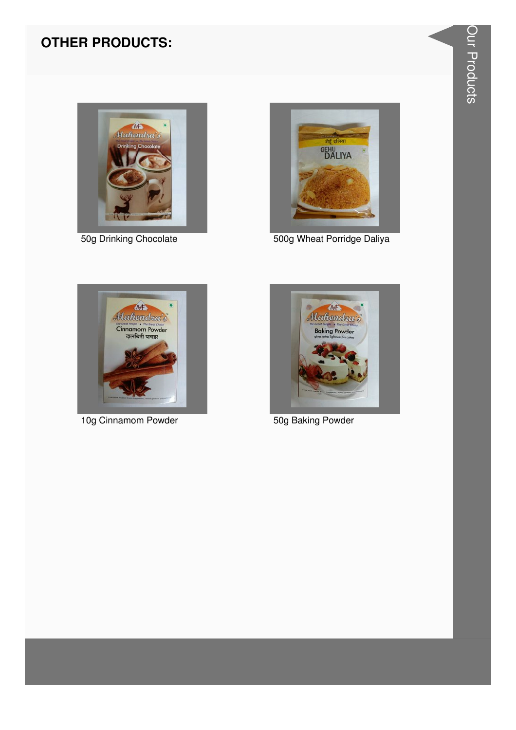# OTHER PRODUCTS:

50g Drinking Chocolate

500g Wheat Porridge Daliya

10g Cinnamom Powder

50g Baking Powder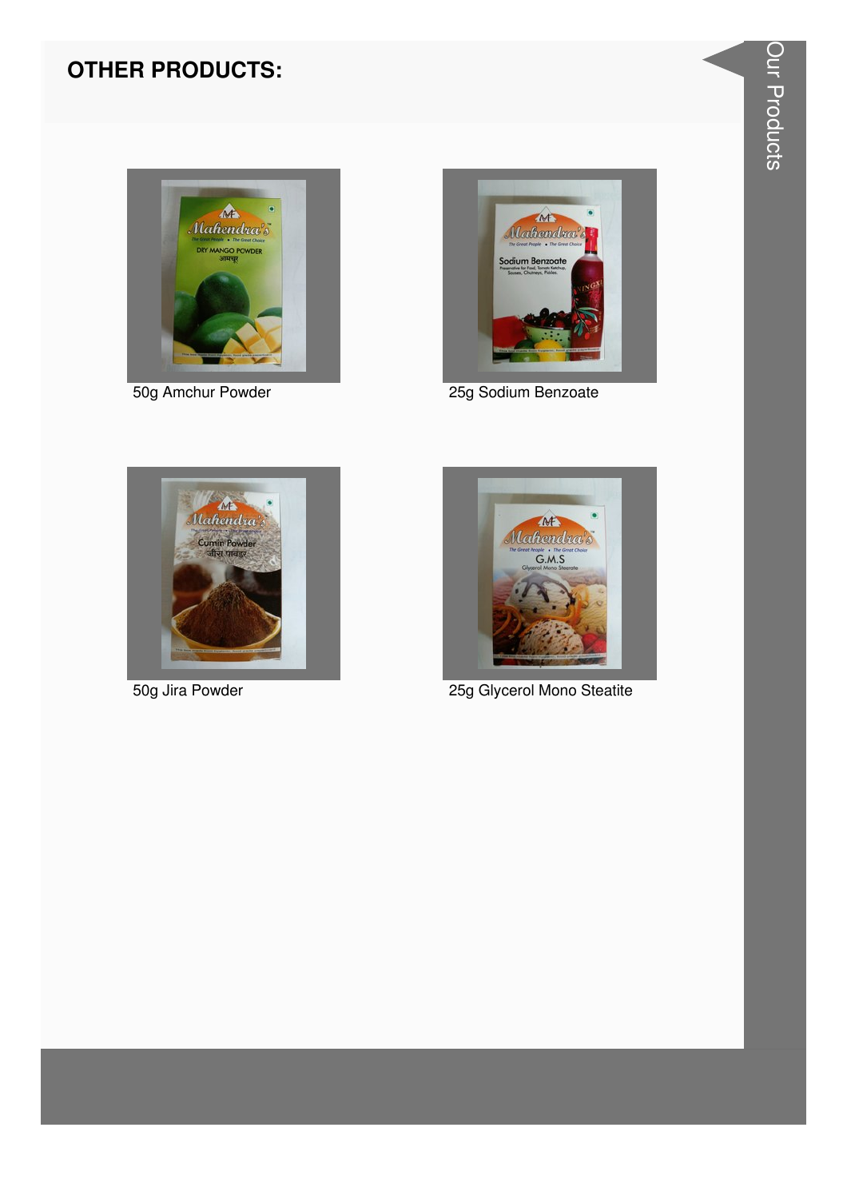## OTHER PRODUCTS:

50g Amchur Powder

25g Sodium Benzoate

50g Jira Powder

25g Glycerol Mono Steatite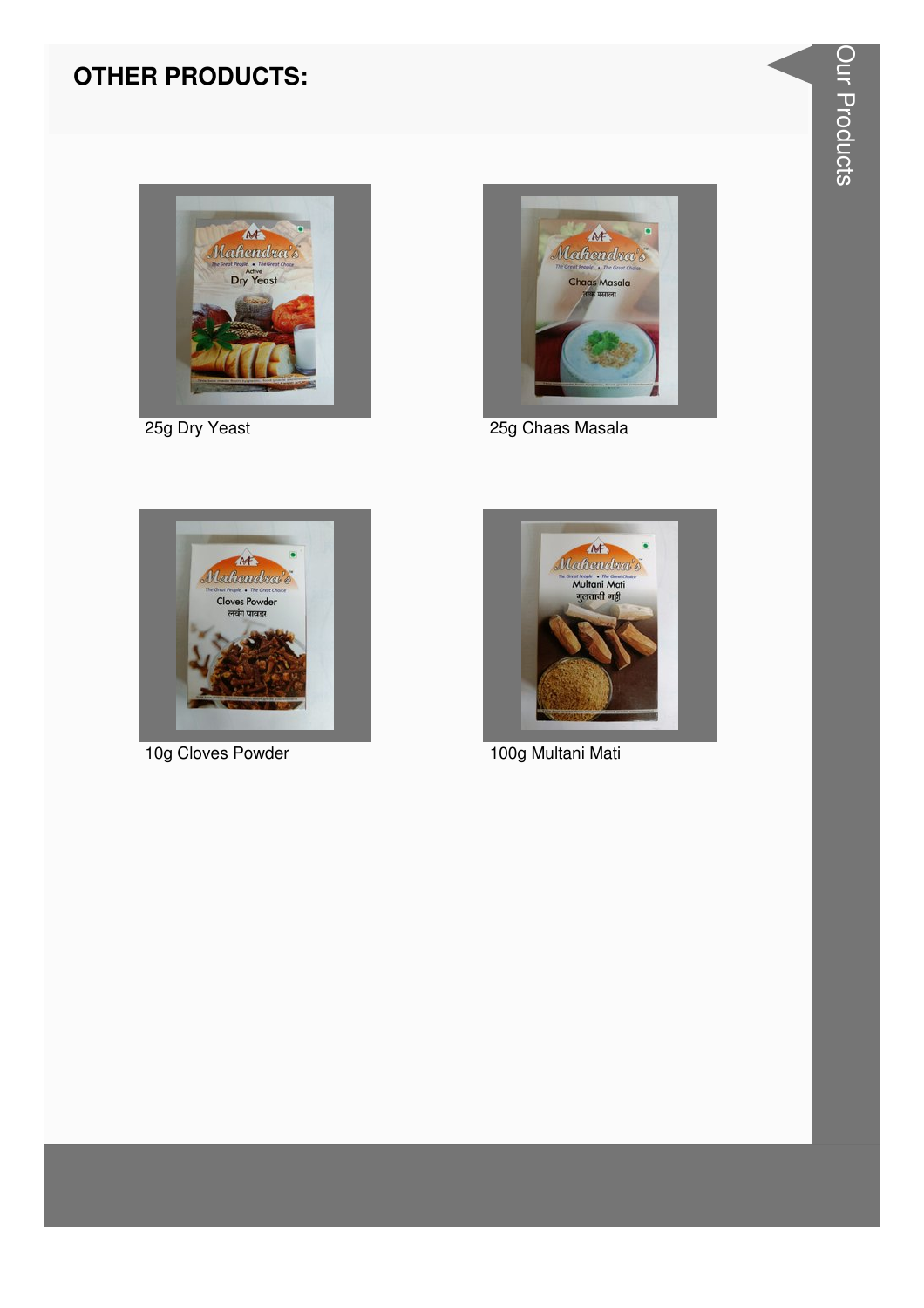## OTHER PRODUCTS:

25g Dry Yeast

25g Chaas Masala

10g Cloves Powder

100g Multani Mati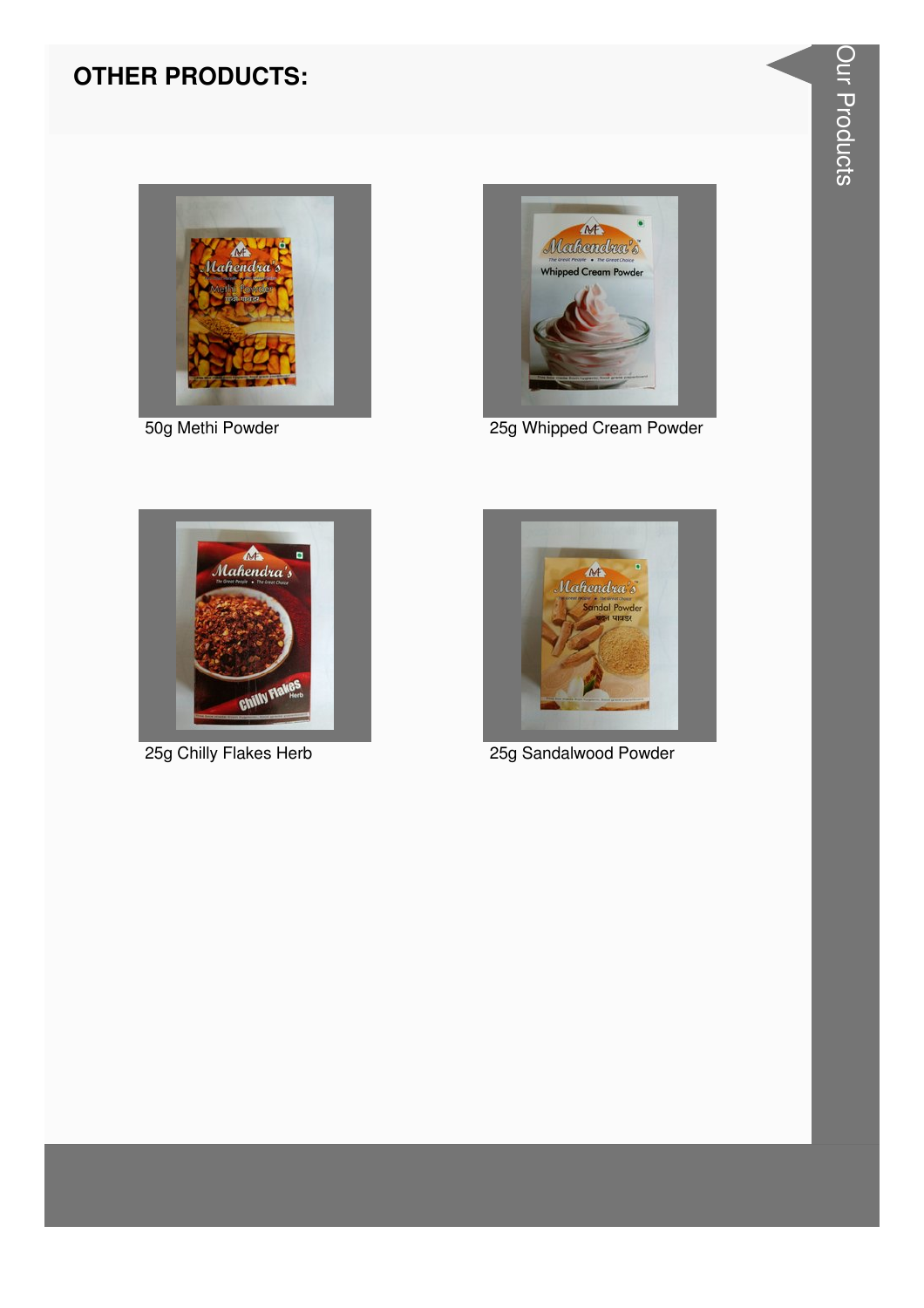## OTHER PRODUCTS:

50g Methi Powder

25g Whipped Cream Powder

25g Chilly Flakes Herb

25g Sandalwood Powder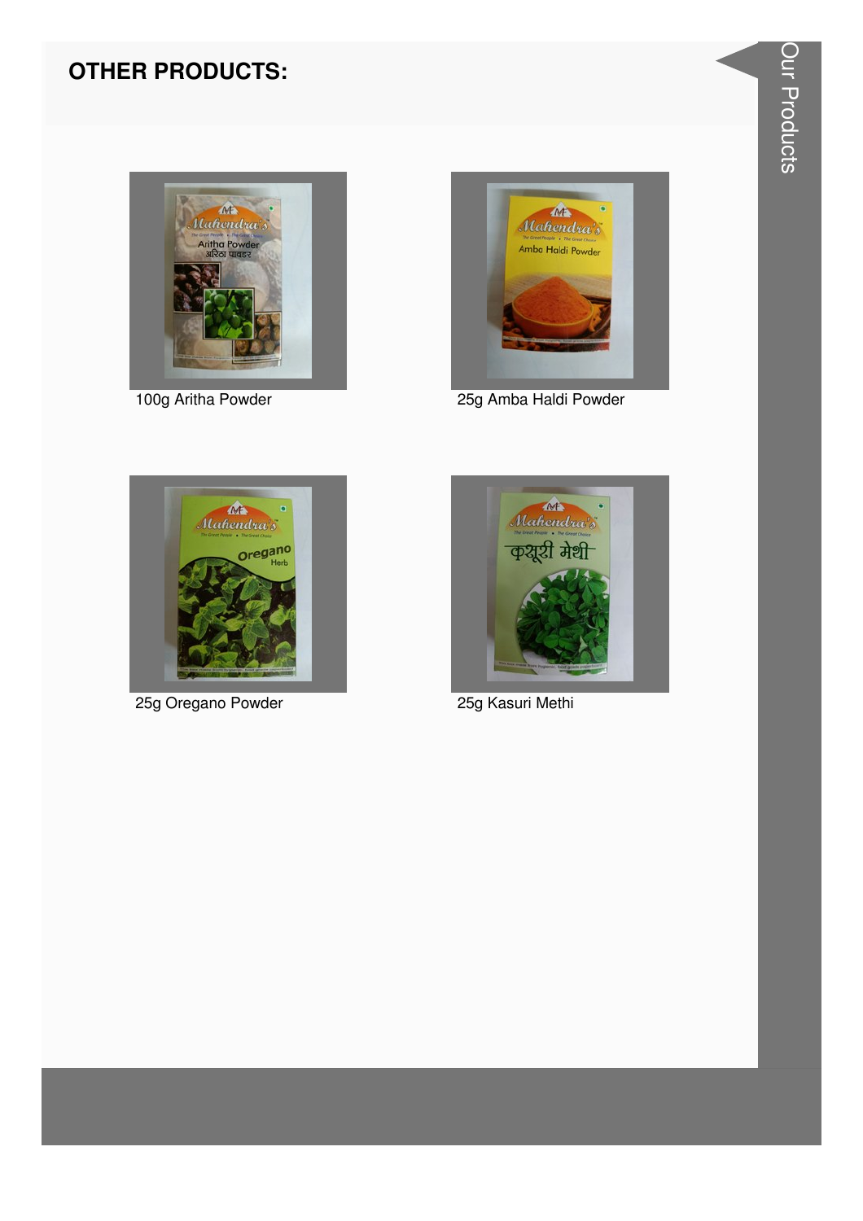## OTHER PRODUCTS:

100g Aritha Powder

25g Amba Haldi Powder

25g Oregano Powder

25g Kasuri Methi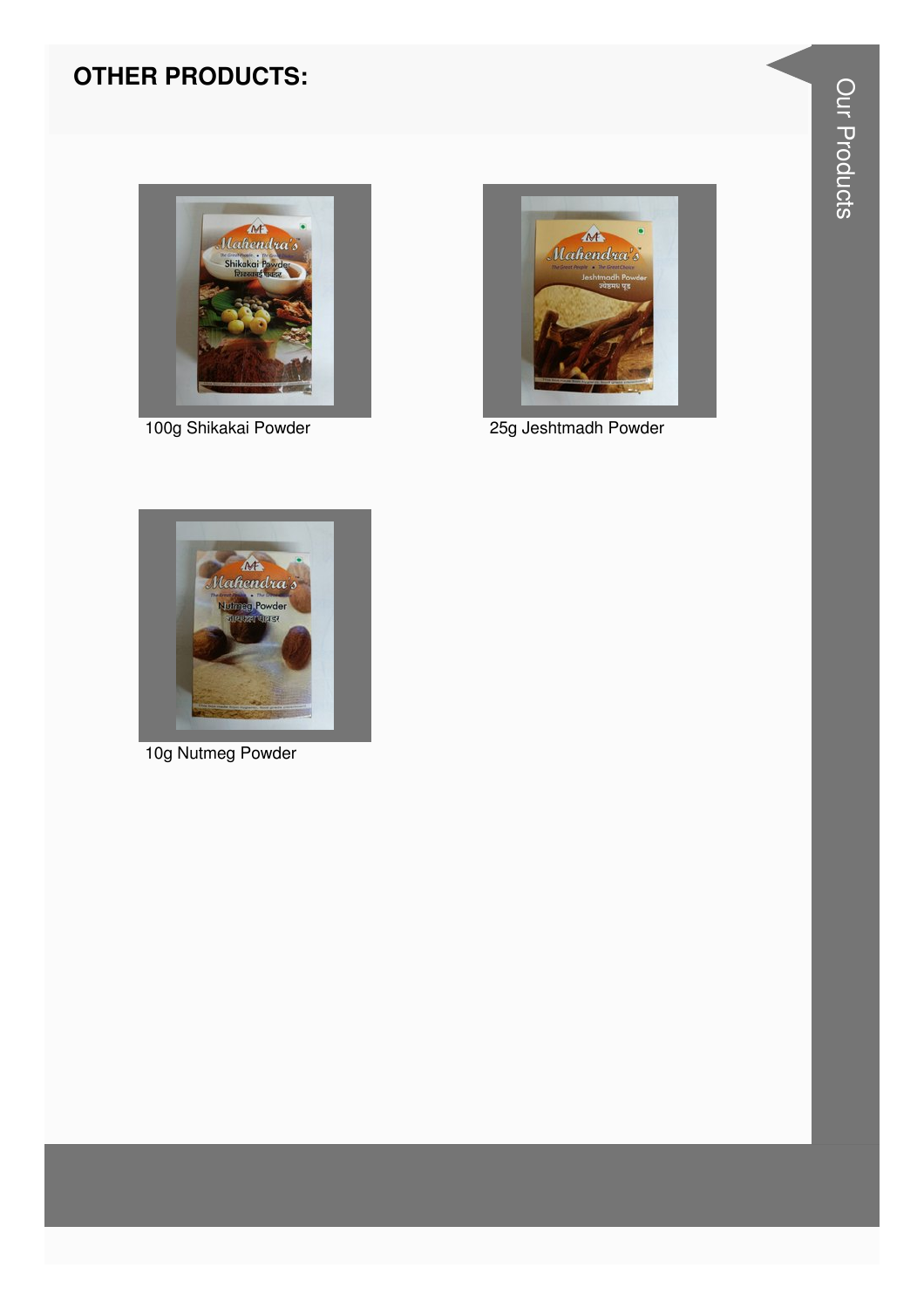## OTHER PRODUCTS:

100g Shikakai Powder

25g Jeshtmadh Powder

10g Nutmeg Powder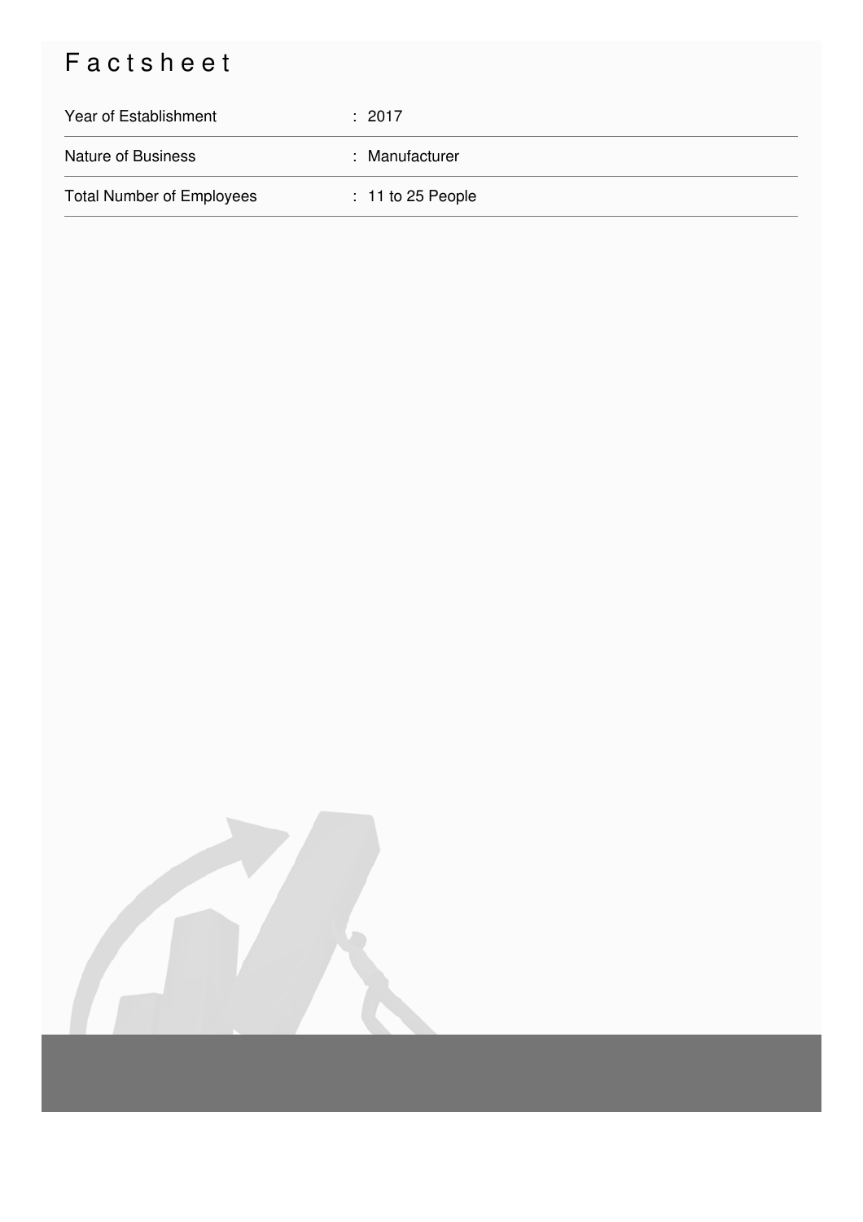# Factsheet

| | |
|---|---|
| Year of Establishment | : 2017 |
| Nature of Business | : Manufacturer |
| Total Number of Employees | : 11 to 25 People |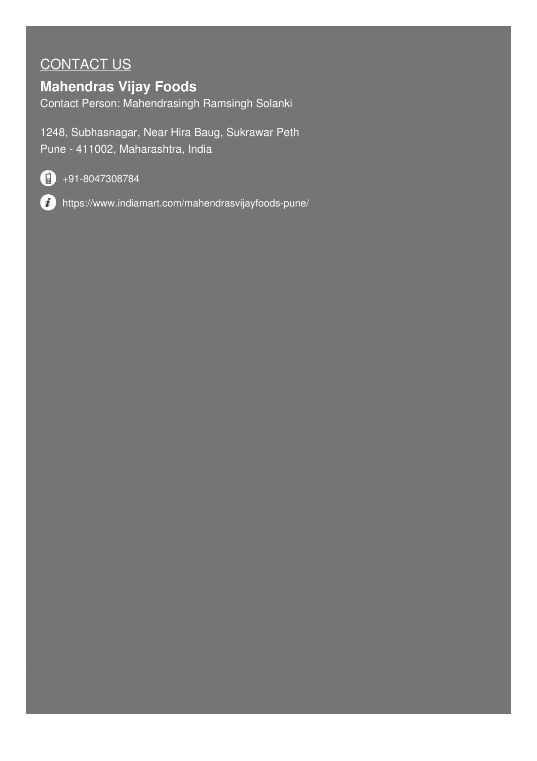## CONTACT US

### Mahendras Vijay Foods

Contact Person: Mahendrasingh Ramsingh Solanki

1248, Subhasnagar, Near Hira Baug, Sukrawar Peth
Pune - 411002, Maharashtra, India

+91-8047308784

https://www.indiamart.com/mahendrasvijayfoods-pune/